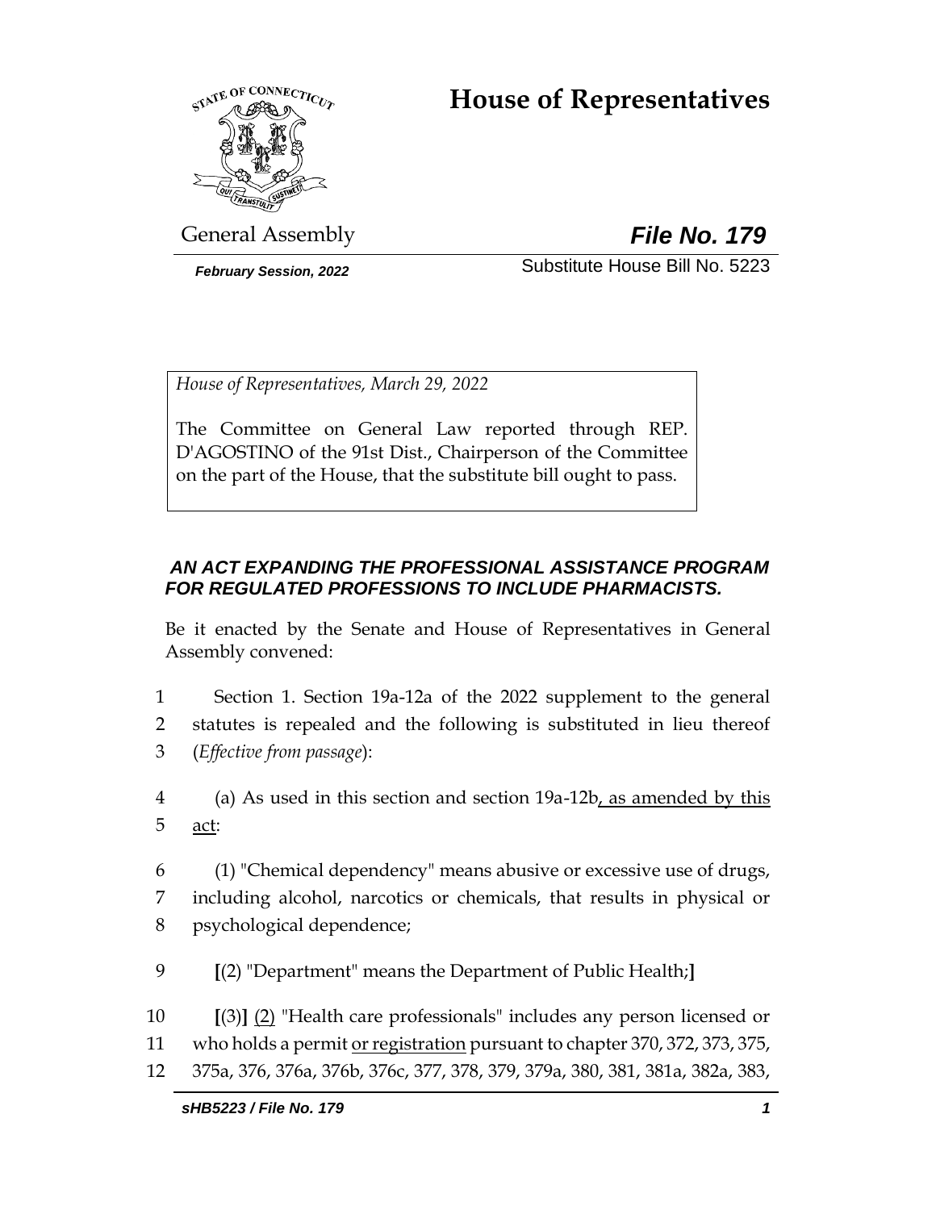# House of Representatives

General Assembly

***File No. 179***

***February Session, 2022***

Substitute House Bill No. 5223

*House of Representatives, March 29, 2022*

The Committee on General Law reported through REP. D'AGOSTINO of the 91st Dist., Chairperson of the Committee on the part of the House, that the substitute bill ought to pass.

***AN ACT EXPANDING THE PROFESSIONAL ASSISTANCE PROGRAM FOR REGULATED PROFESSIONS TO INCLUDE PHARMACISTS.***

Be it enacted by the Senate and House of Representatives in General Assembly convened:

1 Section 1. Section 19a-12a of the 2022 supplement to the general
2 statutes is repealed and the following is substituted in lieu thereof
3 (*Effective from passage*):

4 (a) As used in this section and section 19a-12b<u>, as amended by this</u>
5 <u>act</u>:

6 (1) "Chemical dependency" means abusive or excessive use of drugs,
7 including alcohol, narcotics or chemicals, that results in physical or
8 psychological dependence;

9 **[**(2) "Department" means the Department of Public Health;**]**

10 **[**(3)**]** <u>(2)</u> "Health care professionals" includes any person licensed or
11 who holds a permit <u>or registration</u> pursuant to chapter 370, 372, 373, 375,
12 375a, 376, 376a, 376b, 376c, 377, 378, 379, 379a, 380, 381, 381a, 382a, 383,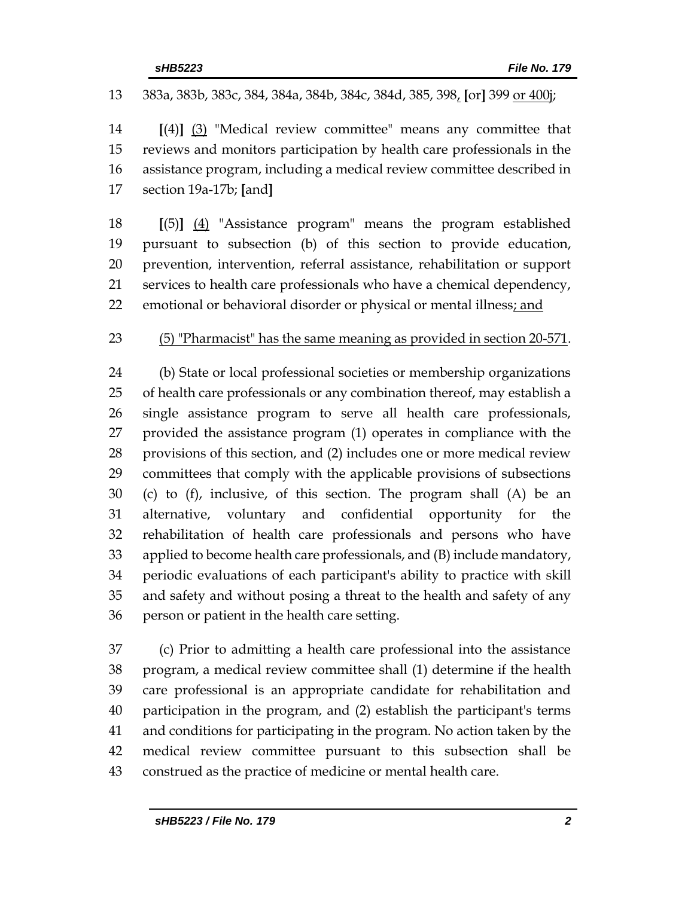383a, 383b, 383c, 384, 384a, 384b, 384c, 384d, 385, 398, [or] 399 or 400j;

[(4)] (3) "Medical review committee" means any committee that reviews and monitors participation by health care professionals in the assistance program, including a medical review committee described in section 19a-17b; [and]

[(5)] (4) "Assistance program" means the program established pursuant to subsection (b) of this section to provide education, prevention, intervention, referral assistance, rehabilitation or support services to health care professionals who have a chemical dependency, emotional or behavioral disorder or physical or mental illness; and

(5) "Pharmacist" has the same meaning as provided in section 20-571.

(b) State or local professional societies or membership organizations of health care professionals or any combination thereof, may establish a single assistance program to serve all health care professionals, provided the assistance program (1) operates in compliance with the provisions of this section, and (2) includes one or more medical review committees that comply with the applicable provisions of subsections (c) to (f), inclusive, of this section. The program shall (A) be an alternative, voluntary and confidential opportunity for the rehabilitation of health care professionals and persons who have applied to become health care professionals, and (B) include mandatory, periodic evaluations of each participant's ability to practice with skill and safety and without posing a threat to the health and safety of any person or patient in the health care setting.

(c) Prior to admitting a health care professional into the assistance program, a medical review committee shall (1) determine if the health care professional is an appropriate candidate for rehabilitation and participation in the program, and (2) establish the participant's terms and conditions for participating in the program. No action taken by the medical review committee pursuant to this subsection shall be construed as the practice of medicine or mental health care.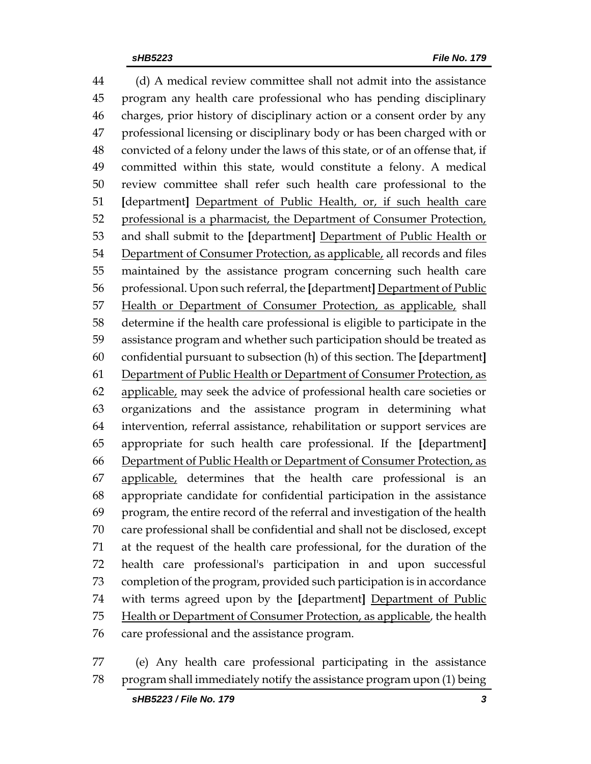(d) A medical review committee shall not admit into the assistance program any health care professional who has pending disciplinary charges, prior history of disciplinary action or a consent order by any professional licensing or disciplinary body or has been charged with or convicted of a felony under the laws of this state, or of an offense that, if committed within this state, would constitute a felony. A medical review committee shall refer such health care professional to the **[**department**]** <u>Department of Public Health, or, if such health care professional is a pharmacist, the Department of Consumer Protection,</u> and shall submit to the **[**department**]** <u>Department of Public Health or Department of Consumer Protection, as applicable,</u> all records and files maintained by the assistance program concerning such health care professional. Upon such referral, the **[**department**]** <u>Department of Public Health or Department of Consumer Protection, as applicable,</u> shall determine if the health care professional is eligible to participate in the assistance program and whether such participation should be treated as confidential pursuant to subsection (h) of this section. The **[**department**]** <u>Department of Public Health or Department of Consumer Protection, as applicable,</u> may seek the advice of professional health care societies or organizations and the assistance program in determining what intervention, referral assistance, rehabilitation or support services are appropriate for such health care professional. If the **[**department**]** <u>Department of Public Health or Department of Consumer Protection, as applicable,</u> determines that the health care professional is an appropriate candidate for confidential participation in the assistance program, the entire record of the referral and investigation of the health care professional shall be confidential and shall not be disclosed, except at the request of the health care professional, for the duration of the health care professional's participation in and upon successful completion of the program, provided such participation is in accordance with terms agreed upon by the **[**department**]** <u>Department of Public Health or Department of Consumer Protection, as applicable</u>, the health care professional and the assistance program.

(e) Any health care professional participating in the assistance program shall immediately notify the assistance program upon (1) being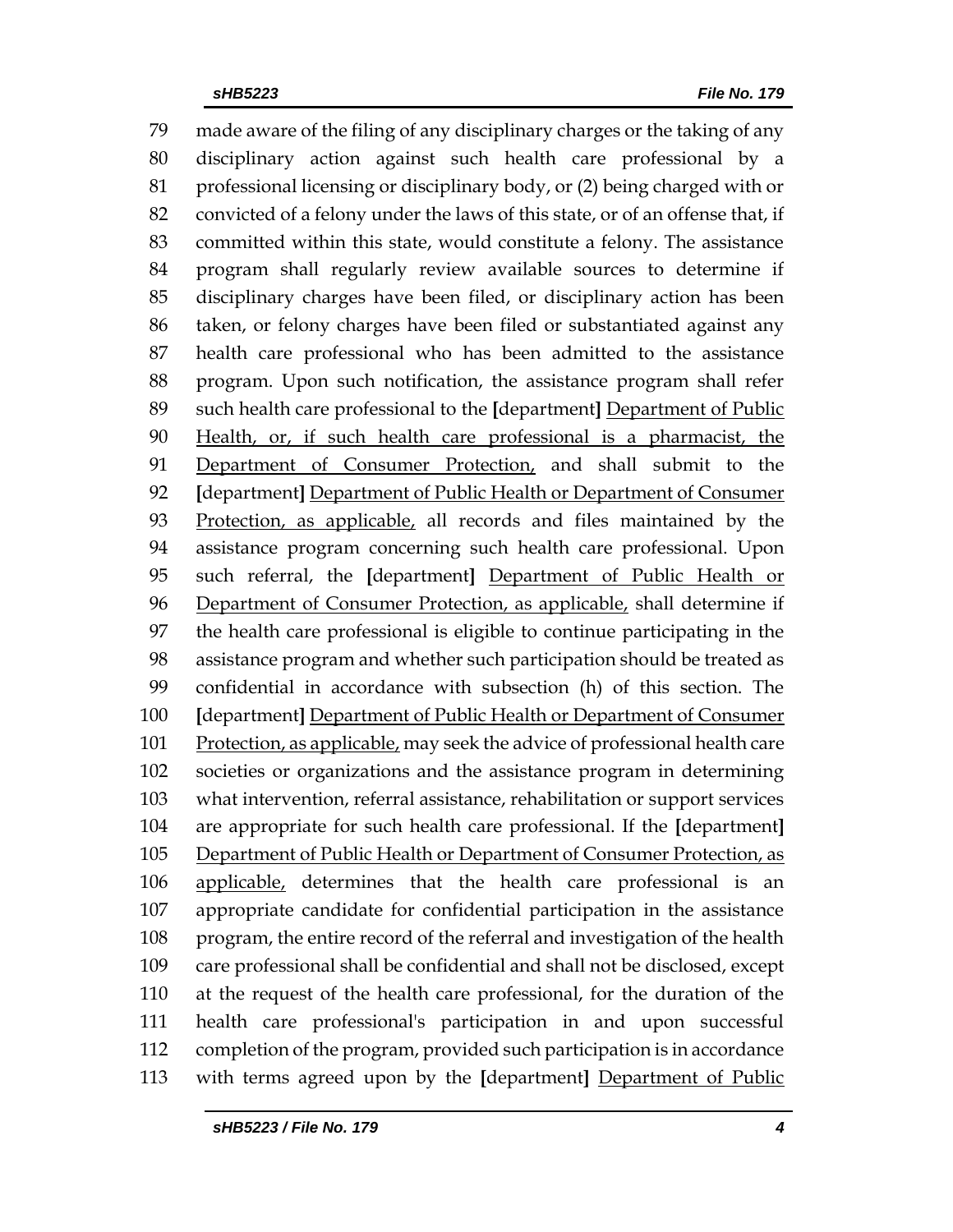made aware of the filing of any disciplinary charges or the taking of any disciplinary action against such health care professional by a professional licensing or disciplinary body, or (2) being charged with or convicted of a felony under the laws of this state, or of an offense that, if committed within this state, would constitute a felony. The assistance program shall regularly review available sources to determine if disciplinary charges have been filed, or disciplinary action has been taken, or felony charges have been filed or substantiated against any health care professional who has been admitted to the assistance program. Upon such notification, the assistance program shall refer such health care professional to the **[**department**]** <u>Department of Public Health, or, if such health care professional is a pharmacist, the Department of Consumer Protection,</u> and shall submit to the **[**department**]** <u>Department of Public Health or Department of Consumer Protection, as applicable,</u> all records and files maintained by the assistance program concerning such health care professional. Upon such referral, the **[**department**]** <u>Department of Public Health or Department of Consumer Protection, as applicable,</u> shall determine if the health care professional is eligible to continue participating in the assistance program and whether such participation should be treated as confidential in accordance with subsection (h) of this section. The **[**department**]** <u>Department of Public Health or Department of Consumer Protection, as applicable,</u> may seek the advice of professional health care societies or organizations and the assistance program in determining what intervention, referral assistance, rehabilitation or support services are appropriate for such health care professional. If the **[**department**]** <u>Department of Public Health or Department of Consumer Protection, as applicable,</u> determines that the health care professional is an appropriate candidate for confidential participation in the assistance program, the entire record of the referral and investigation of the health care professional shall be confidential and shall not be disclosed, except at the request of the health care professional, for the duration of the health care professional's participation in and upon successful completion of the program, provided such participation is in accordance with terms agreed upon by the **[**department**]** <u>Department of Public</u>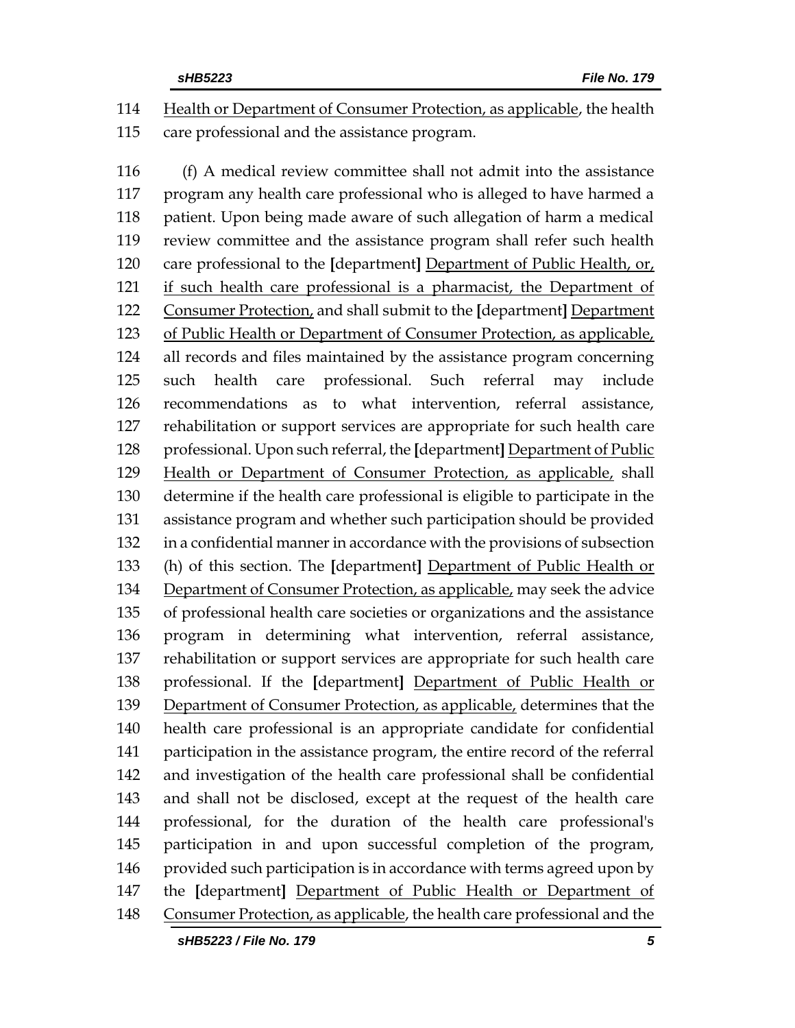114 Health or Department of Consumer Protection, as applicable, the health
115 care professional and the assistance program.

116 (f) A medical review committee shall not admit into the assistance
117 program any health care professional who is alleged to have harmed a
118 patient. Upon being made aware of such allegation of harm a medical
119 review committee and the assistance program shall refer such health
120 care professional to the [department] Department of Public Health, or,
121 if such health care professional is a pharmacist, the Department of
122 Consumer Protection, and shall submit to the [department] Department
123 of Public Health or Department of Consumer Protection, as applicable,
124 all records and files maintained by the assistance program concerning
125 such health care professional. Such referral may include
126 recommendations as to what intervention, referral assistance,
127 rehabilitation or support services are appropriate for such health care
128 professional. Upon such referral, the [department] Department of Public
129 Health or Department of Consumer Protection, as applicable, shall
130 determine if the health care professional is eligible to participate in the
131 assistance program and whether such participation should be provided
132 in a confidential manner in accordance with the provisions of subsection
133 (h) of this section. The [department] Department of Public Health or
134 Department of Consumer Protection, as applicable, may seek the advice
135 of professional health care societies or organizations and the assistance
136 program in determining what intervention, referral assistance,
137 rehabilitation or support services are appropriate for such health care
138 professional. If the [department] Department of Public Health or
139 Department of Consumer Protection, as applicable, determines that the
140 health care professional is an appropriate candidate for confidential
141 participation in the assistance program, the entire record of the referral
142 and investigation of the health care professional shall be confidential
143 and shall not be disclosed, except at the request of the health care
144 professional, for the duration of the health care professional's
145 participation in and upon successful completion of the program,
146 provided such participation is in accordance with terms agreed upon by
147 the [department] Department of Public Health or Department of
148 Consumer Protection, as applicable, the health care professional and the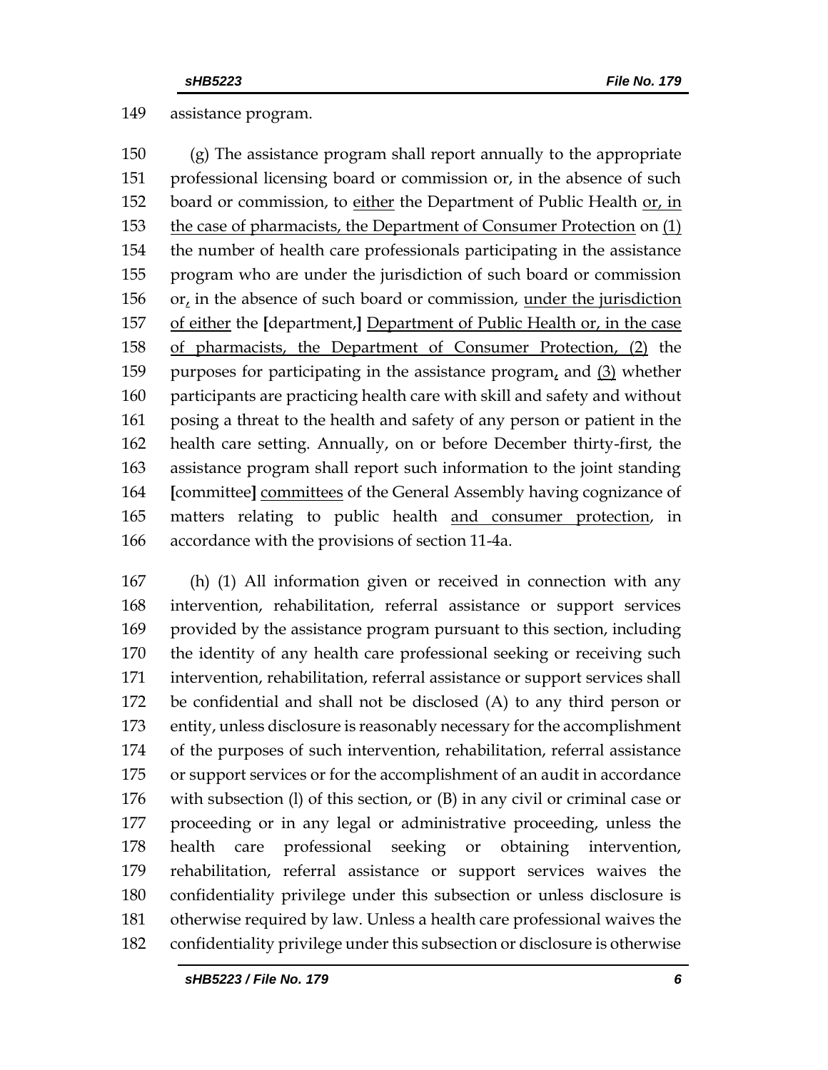assistance program.

(g) The assistance program shall report annually to the appropriate professional licensing board or commission or, in the absence of such board or commission, to either the Department of Public Health or, in the case of pharmacists, the Department of Consumer Protection on (1) the number of health care professionals participating in the assistance program who are under the jurisdiction of such board or commission or, in the absence of such board or commission, under the jurisdiction of either the [department,] Department of Public Health or, in the case of pharmacists, the Department of Consumer Protection, (2) the purposes for participating in the assistance program, and (3) whether participants are practicing health care with skill and safety and without posing a threat to the health and safety of any person or patient in the health care setting. Annually, on or before December thirty-first, the assistance program shall report such information to the joint standing [committee] committees of the General Assembly having cognizance of matters relating to public health and consumer protection, in accordance with the provisions of section 11-4a.

(h) (1) All information given or received in connection with any intervention, rehabilitation, referral assistance or support services provided by the assistance program pursuant to this section, including the identity of any health care professional seeking or receiving such intervention, rehabilitation, referral assistance or support services shall be confidential and shall not be disclosed (A) to any third person or entity, unless disclosure is reasonably necessary for the accomplishment of the purposes of such intervention, rehabilitation, referral assistance or support services or for the accomplishment of an audit in accordance with subsection (l) of this section, or (B) in any civil or criminal case or proceeding or in any legal or administrative proceeding, unless the health care professional seeking or obtaining intervention, rehabilitation, referral assistance or support services waives the confidentiality privilege under this subsection or unless disclosure is otherwise required by law. Unless a health care professional waives the confidentiality privilege under this subsection or disclosure is otherwise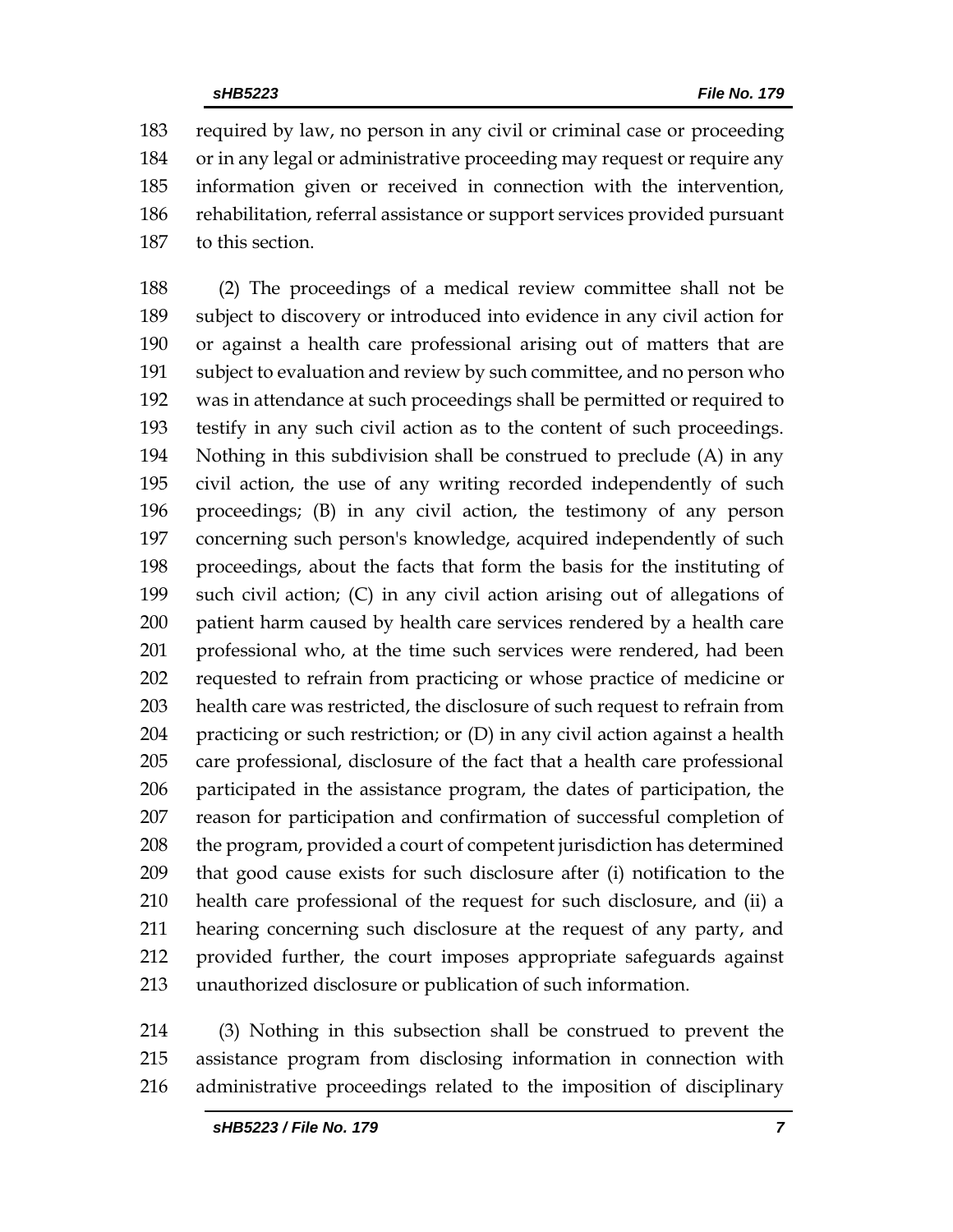required by law, no person in any civil or criminal case or proceeding or in any legal or administrative proceeding may request or require any information given or received in connection with the intervention, rehabilitation, referral assistance or support services provided pursuant to this section.

(2) The proceedings of a medical review committee shall not be subject to discovery or introduced into evidence in any civil action for or against a health care professional arising out of matters that are subject to evaluation and review by such committee, and no person who was in attendance at such proceedings shall be permitted or required to testify in any such civil action as to the content of such proceedings. Nothing in this subdivision shall be construed to preclude (A) in any civil action, the use of any writing recorded independently of such proceedings; (B) in any civil action, the testimony of any person concerning such person's knowledge, acquired independently of such proceedings, about the facts that form the basis for the instituting of such civil action; (C) in any civil action arising out of allegations of patient harm caused by health care services rendered by a health care professional who, at the time such services were rendered, had been requested to refrain from practicing or whose practice of medicine or health care was restricted, the disclosure of such request to refrain from practicing or such restriction; or (D) in any civil action against a health care professional, disclosure of the fact that a health care professional participated in the assistance program, the dates of participation, the reason for participation and confirmation of successful completion of the program, provided a court of competent jurisdiction has determined that good cause exists for such disclosure after (i) notification to the health care professional of the request for such disclosure, and (ii) a hearing concerning such disclosure at the request of any party, and provided further, the court imposes appropriate safeguards against unauthorized disclosure or publication of such information.

(3) Nothing in this subsection shall be construed to prevent the assistance program from disclosing information in connection with administrative proceedings related to the imposition of disciplinary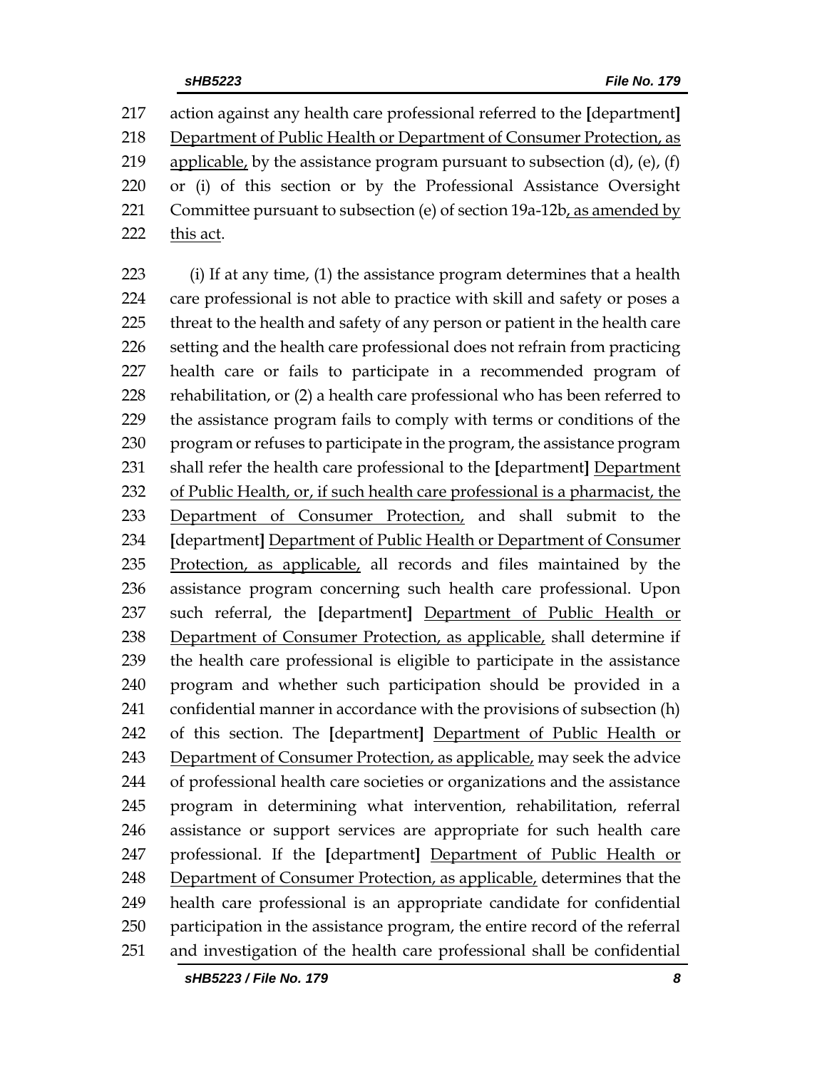action against any health care professional referred to the [department] <u>Department of Public Health or Department of Consumer Protection, as applicable,</u> by the assistance program pursuant to subsection (d), (e), (f) or (i) of this section or by the Professional Assistance Oversight Committee pursuant to subsection (e) of section 19a-12b<u>, as amended by this act</u>.

(i) If at any time, (1) the assistance program determines that a health care professional is not able to practice with skill and safety or poses a threat to the health and safety of any person or patient in the health care setting and the health care professional does not refrain from practicing health care or fails to participate in a recommended program of rehabilitation, or (2) a health care professional who has been referred to the assistance program fails to comply with terms or conditions of the program or refuses to participate in the program, the assistance program shall refer the health care professional to the [department] <u>Department of Public Health, or, if such health care professional is a pharmacist, the Department of Consumer Protection,</u> and shall submit to the [department] <u>Department of Public Health or Department of Consumer Protection, as applicable,</u> all records and files maintained by the assistance program concerning such health care professional. Upon such referral, the [department] <u>Department of Public Health or Department of Consumer Protection, as applicable,</u> shall determine if the health care professional is eligible to participate in the assistance program and whether such participation should be provided in a confidential manner in accordance with the provisions of subsection (h) of this section. The [department] <u>Department of Public Health or Department of Consumer Protection, as applicable,</u> may seek the advice of professional health care societies or organizations and the assistance program in determining what intervention, rehabilitation, referral assistance or support services are appropriate for such health care professional. If the [department] <u>Department of Public Health or Department of Consumer Protection, as applicable,</u> determines that the health care professional is an appropriate candidate for confidential participation in the assistance program, the entire record of the referral and investigation of the health care professional shall be confidential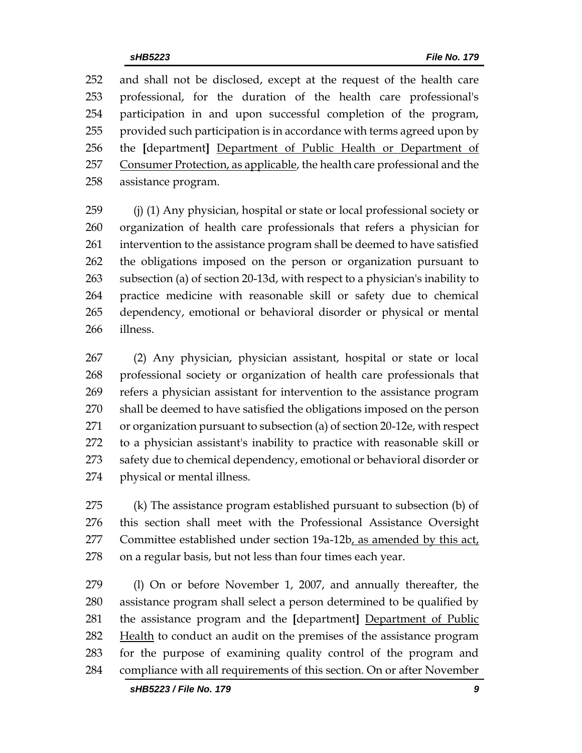252 and shall not be disclosed, except at the request of the health care
253 professional, for the duration of the health care professional's
254 participation in and upon successful completion of the program,
255 provided such participation is in accordance with terms agreed upon by
256 the **[**department**]** <u>Department of Public Health or Department of</u>
257 <u>Consumer Protection, as applicable</u>, the health care professional and the
258 assistance program.

259 (j) (1) Any physician, hospital or state or local professional society or
260 organization of health care professionals that refers a physician for
261 intervention to the assistance program shall be deemed to have satisfied
262 the obligations imposed on the person or organization pursuant to
263 subsection (a) of section 20-13d, with respect to a physician's inability to
264 practice medicine with reasonable skill or safety due to chemical
265 dependency, emotional or behavioral disorder or physical or mental
266 illness.

267 (2) Any physician, physician assistant, hospital or state or local
268 professional society or organization of health care professionals that
269 refers a physician assistant for intervention to the assistance program
270 shall be deemed to have satisfied the obligations imposed on the person
271 or organization pursuant to subsection (a) of section 20-12e, with respect
272 to a physician assistant's inability to practice with reasonable skill or
273 safety due to chemical dependency, emotional or behavioral disorder or
274 physical or mental illness.

275 (k) The assistance program established pursuant to subsection (b) of
276 this section shall meet with the Professional Assistance Oversight
277 Committee established under section 19a-12b<u>, as amended by this act,</u>
278 on a regular basis, but not less than four times each year.

279 (l) On or before November 1, 2007, and annually thereafter, the
280 assistance program shall select a person determined to be qualified by
281 the assistance program and the **[**department**]** <u>Department of Public</u>
282 <u>Health</u> to conduct an audit on the premises of the assistance program
283 for the purpose of examining quality control of the program and
284 compliance with all requirements of this section. On or after November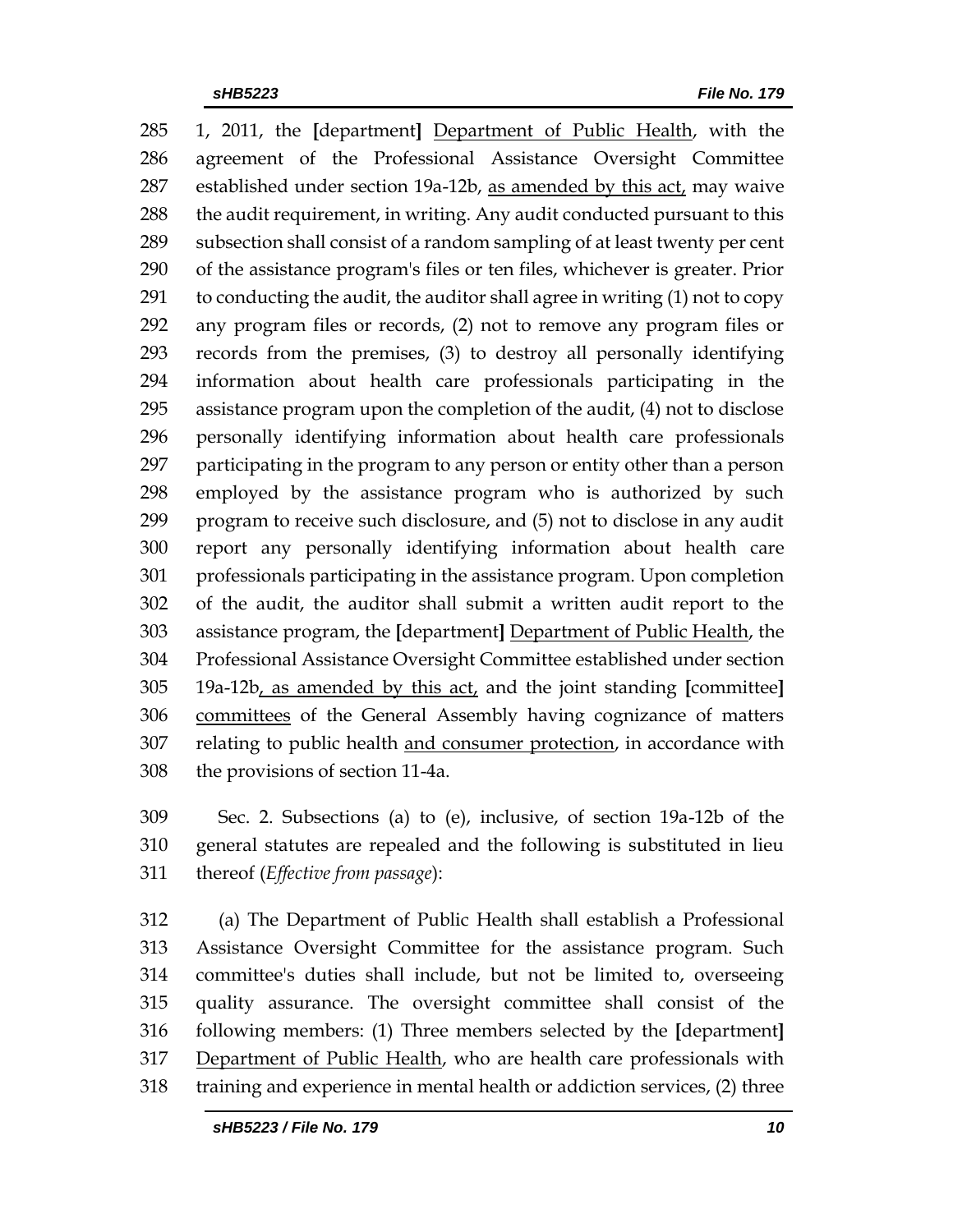285 1, 2011, the [department] <u>Department of Public Health</u>, with the
286 agreement of the Professional Assistance Oversight Committee
287 established under section 19a-12b, <u>as amended by this act,</u> may waive
288 the audit requirement, in writing. Any audit conducted pursuant to this
289 subsection shall consist of a random sampling of at least twenty per cent
290 of the assistance program's files or ten files, whichever is greater. Prior
291 to conducting the audit, the auditor shall agree in writing (1) not to copy
292 any program files or records, (2) not to remove any program files or
293 records from the premises, (3) to destroy all personally identifying
294 information about health care professionals participating in the
295 assistance program upon the completion of the audit, (4) not to disclose
296 personally identifying information about health care professionals
297 participating in the program to any person or entity other than a person
298 employed by the assistance program who is authorized by such
299 program to receive such disclosure, and (5) not to disclose in any audit
300 report any personally identifying information about health care
301 professionals participating in the assistance program. Upon completion
302 of the audit, the auditor shall submit a written audit report to the
303 assistance program, the [department] <u>Department of Public Health</u>, the
304 Professional Assistance Oversight Committee established under section
305 19a-12b<u>, as amended by this act,</u> and the joint standing [committee]
306 <u>committees</u> of the General Assembly having cognizance of matters
307 relating to public health <u>and consumer protection</u>, in accordance with
308 the provisions of section 11-4a.

309 Sec. 2. Subsections (a) to (e), inclusive, of section 19a-12b of the
310 general statutes are repealed and the following is substituted in lieu
311 thereof (*Effective from passage*):

312 (a) The Department of Public Health shall establish a Professional
313 Assistance Oversight Committee for the assistance program. Such
314 committee's duties shall include, but not be limited to, overseeing
315 quality assurance. The oversight committee shall consist of the
316 following members: (1) Three members selected by the [department]
317 <u>Department of Public Health</u>, who are health care professionals with
318 training and experience in mental health or addiction services, (2) three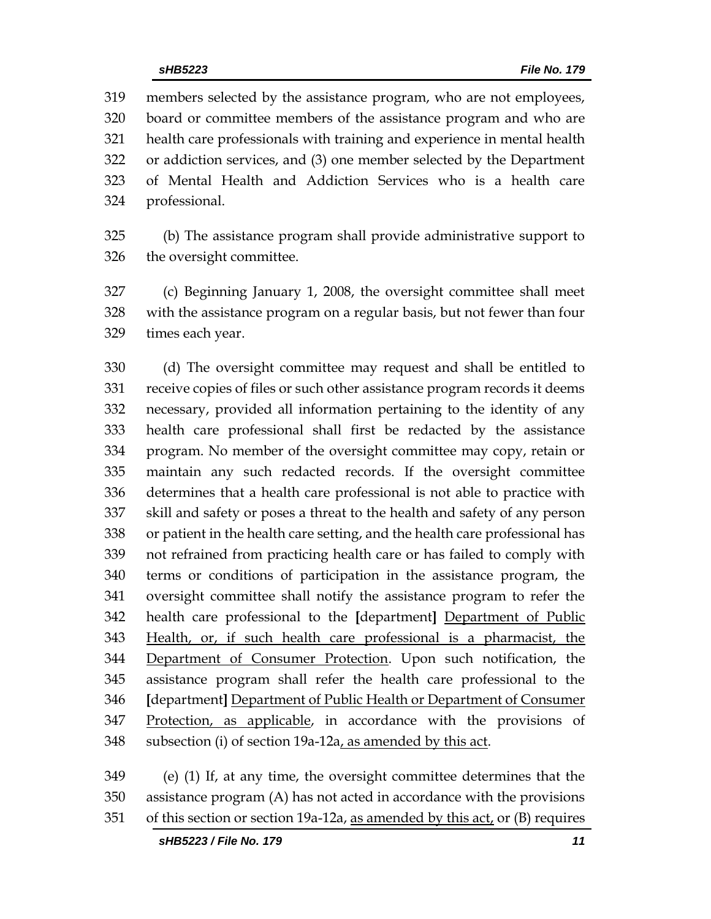members selected by the assistance program, who are not employees, board or committee members of the assistance program and who are health care professionals with training and experience in mental health or addiction services, and (3) one member selected by the Department of Mental Health and Addiction Services who is a health care professional.

(b) The assistance program shall provide administrative support to the oversight committee.

(c) Beginning January 1, 2008, the oversight committee shall meet with the assistance program on a regular basis, but not fewer than four times each year.

(d) The oversight committee may request and shall be entitled to receive copies of files or such other assistance program records it deems necessary, provided all information pertaining to the identity of any health care professional shall first be redacted by the assistance program. No member of the oversight committee may copy, retain or maintain any such redacted records. If the oversight committee determines that a health care professional is not able to practice with skill and safety or poses a threat to the health and safety of any person or patient in the health care setting, and the health care professional has not refrained from practicing health care or has failed to comply with terms or conditions of participation in the assistance program, the oversight committee shall notify the assistance program to refer the health care professional to the **[**department**]** <u>Department of Public Health, or, if such health care professional is a pharmacist, the Department of Consumer Protection</u>. Upon such notification, the assistance program shall refer the health care professional to the **[**department**]** <u>Department of Public Health or Department of Consumer Protection, as applicable</u>, in accordance with the provisions of subsection (i) of section 19a-12a<u>, as amended by this act</u>.

(e) (1) If, at any time, the oversight committee determines that the assistance program (A) has not acted in accordance with the provisions of this section or section 19a-12a, <u>as amended by this act,</u> or (B) requires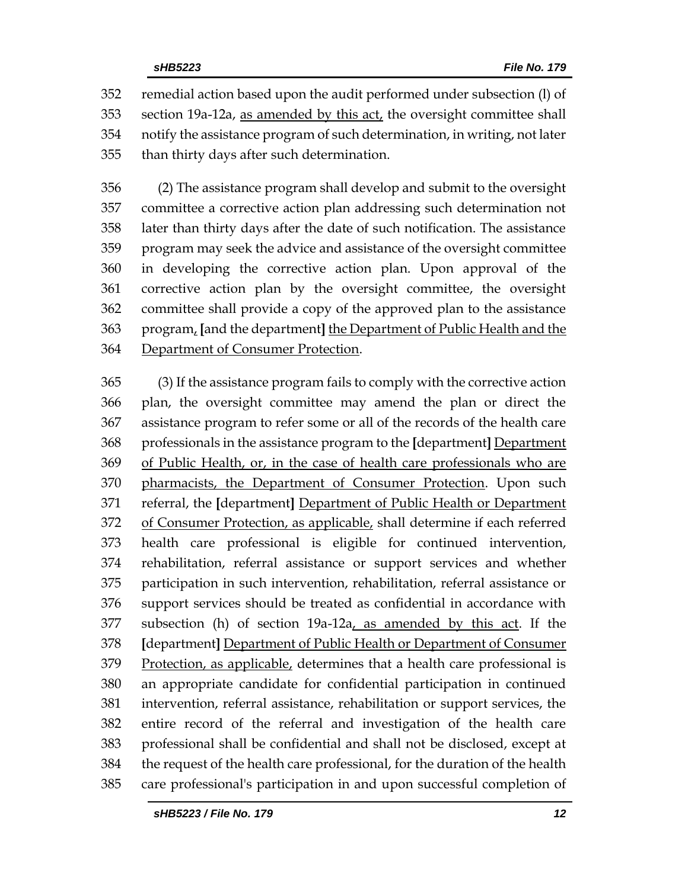remedial action based upon the audit performed under subsection (l) of section 19a-12a, <u>as amended by this act,</u> the oversight committee shall notify the assistance program of such determination, in writing, not later than thirty days after such determination.

(2) The assistance program shall develop and submit to the oversight committee a corrective action plan addressing such determination not later than thirty days after the date of such notification. The assistance program may seek the advice and assistance of the oversight committee in developing the corrective action plan. Upon approval of the corrective action plan by the oversight committee, the oversight committee shall provide a copy of the approved plan to the assistance program<u>,</u> **[**and the department**]** <u>the Department of Public Health and the Department of Consumer Protection</u>.

(3) If the assistance program fails to comply with the corrective action plan, the oversight committee may amend the plan or direct the assistance program to refer some or all of the records of the health care professionals in the assistance program to the **[**department**]** <u>Department of Public Health, or, in the case of health care professionals who are pharmacists, the Department of Consumer Protection</u>. Upon such referral, the **[**department**]** <u>Department of Public Health or Department of Consumer Protection, as applicable,</u> shall determine if each referred health care professional is eligible for continued intervention, rehabilitation, referral assistance or support services and whether participation in such intervention, rehabilitation, referral assistance or support services should be treated as confidential in accordance with subsection (h) of section 19a-12a<u>, as amended by this act</u>. If the **[**department**]** <u>Department of Public Health or Department of Consumer Protection, as applicable,</u> determines that a health care professional is an appropriate candidate for confidential participation in continued intervention, referral assistance, rehabilitation or support services, the entire record of the referral and investigation of the health care professional shall be confidential and shall not be disclosed, except at the request of the health care professional, for the duration of the health care professional's participation in and upon successful completion of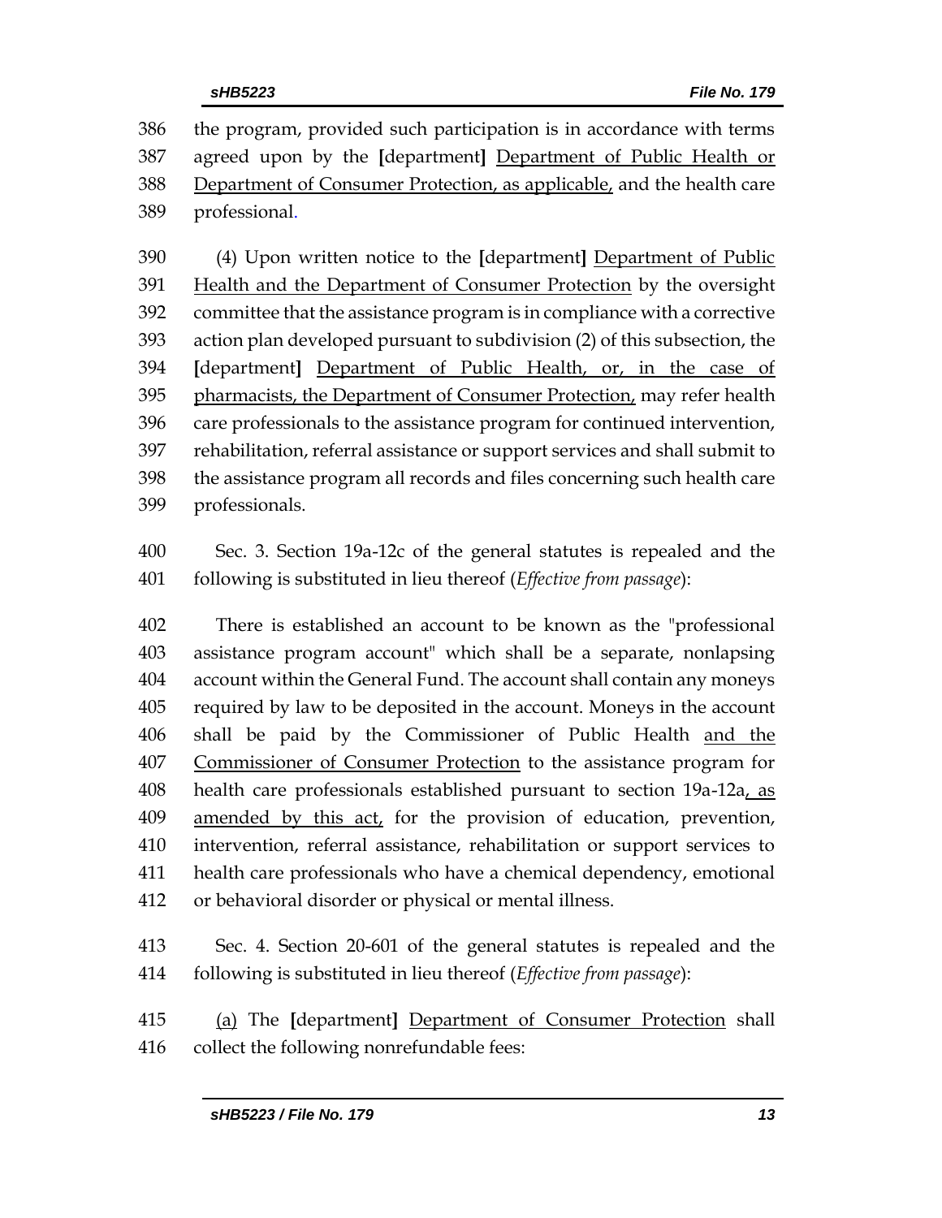the program, provided such participation is in accordance with terms agreed upon by the [department] Department of Public Health or Department of Consumer Protection, as applicable, and the health care professional.

(4) Upon written notice to the [department] Department of Public Health and the Department of Consumer Protection by the oversight committee that the assistance program is in compliance with a corrective action plan developed pursuant to subdivision (2) of this subsection, the [department] Department of Public Health, or, in the case of pharmacists, the Department of Consumer Protection, may refer health care professionals to the assistance program for continued intervention, rehabilitation, referral assistance or support services and shall submit to the assistance program all records and files concerning such health care professionals.

Sec. 3. Section 19a-12c of the general statutes is repealed and the following is substituted in lieu thereof (*Effective from passage*):

There is established an account to be known as the "professional assistance program account" which shall be a separate, nonlapsing account within the General Fund. The account shall contain any moneys required by law to be deposited in the account. Moneys in the account shall be paid by the Commissioner of Public Health and the Commissioner of Consumer Protection to the assistance program for health care professionals established pursuant to section 19a-12a, as amended by this act, for the provision of education, prevention, intervention, referral assistance, rehabilitation or support services to health care professionals who have a chemical dependency, emotional or behavioral disorder or physical or mental illness.

Sec. 4. Section 20-601 of the general statutes is repealed and the following is substituted in lieu thereof (*Effective from passage*):

(a) The [department] Department of Consumer Protection shall collect the following nonrefundable fees: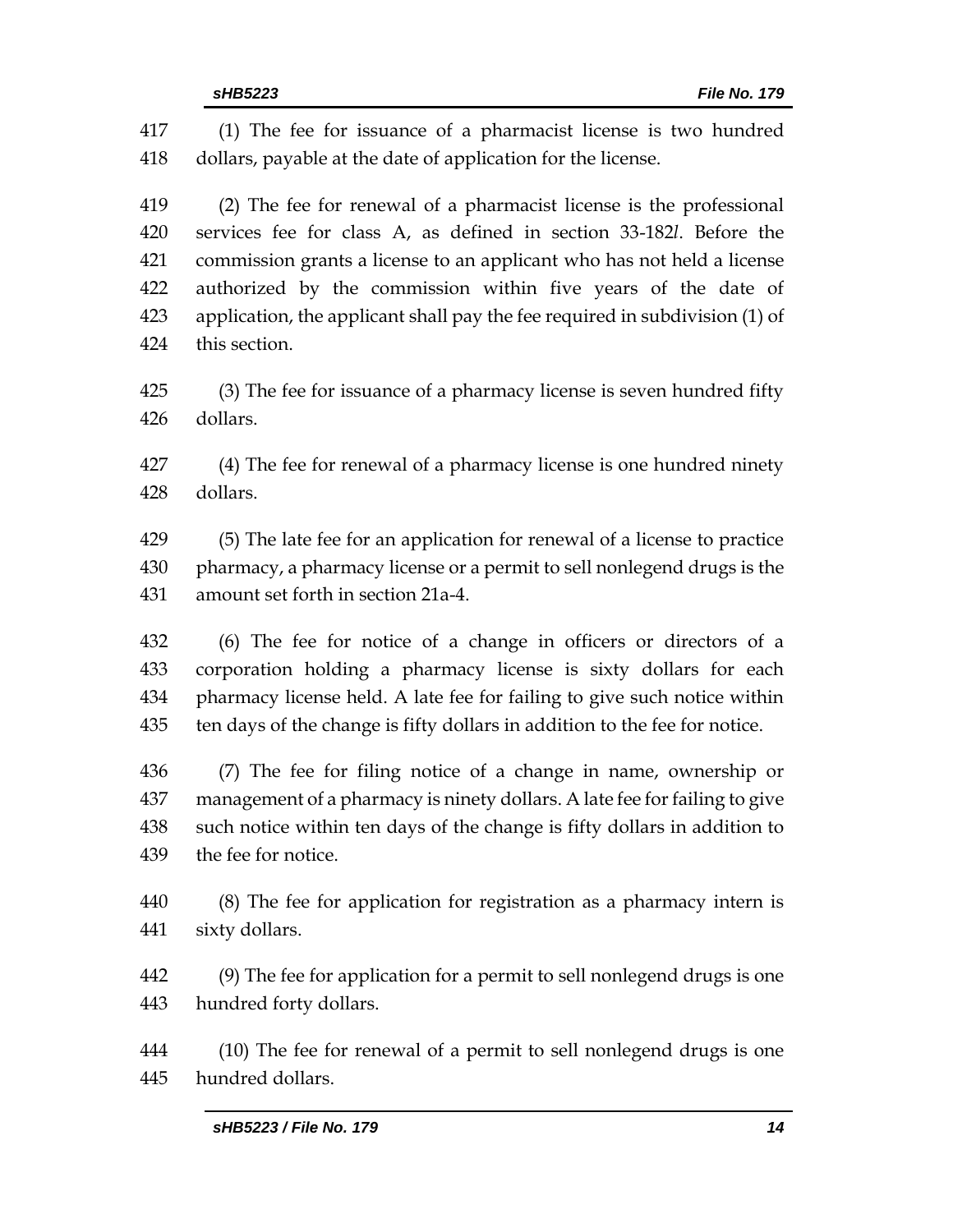(1) The fee for issuance of a pharmacist license is two hundred dollars, payable at the date of application for the license.

(2) The fee for renewal of a pharmacist license is the professional services fee for class A, as defined in section 33-182*l*. Before the commission grants a license to an applicant who has not held a license authorized by the commission within five years of the date of application, the applicant shall pay the fee required in subdivision (1) of this section.

(3) The fee for issuance of a pharmacy license is seven hundred fifty dollars.

(4) The fee for renewal of a pharmacy license is one hundred ninety dollars.

(5) The late fee for an application for renewal of a license to practice pharmacy, a pharmacy license or a permit to sell nonlegend drugs is the amount set forth in section 21a-4.

(6) The fee for notice of a change in officers or directors of a corporation holding a pharmacy license is sixty dollars for each pharmacy license held. A late fee for failing to give such notice within ten days of the change is fifty dollars in addition to the fee for notice.

(7) The fee for filing notice of a change in name, ownership or management of a pharmacy is ninety dollars. A late fee for failing to give such notice within ten days of the change is fifty dollars in addition to the fee for notice.

(8) The fee for application for registration as a pharmacy intern is sixty dollars.

(9) The fee for application for a permit to sell nonlegend drugs is one hundred forty dollars.

(10) The fee for renewal of a permit to sell nonlegend drugs is one hundred dollars.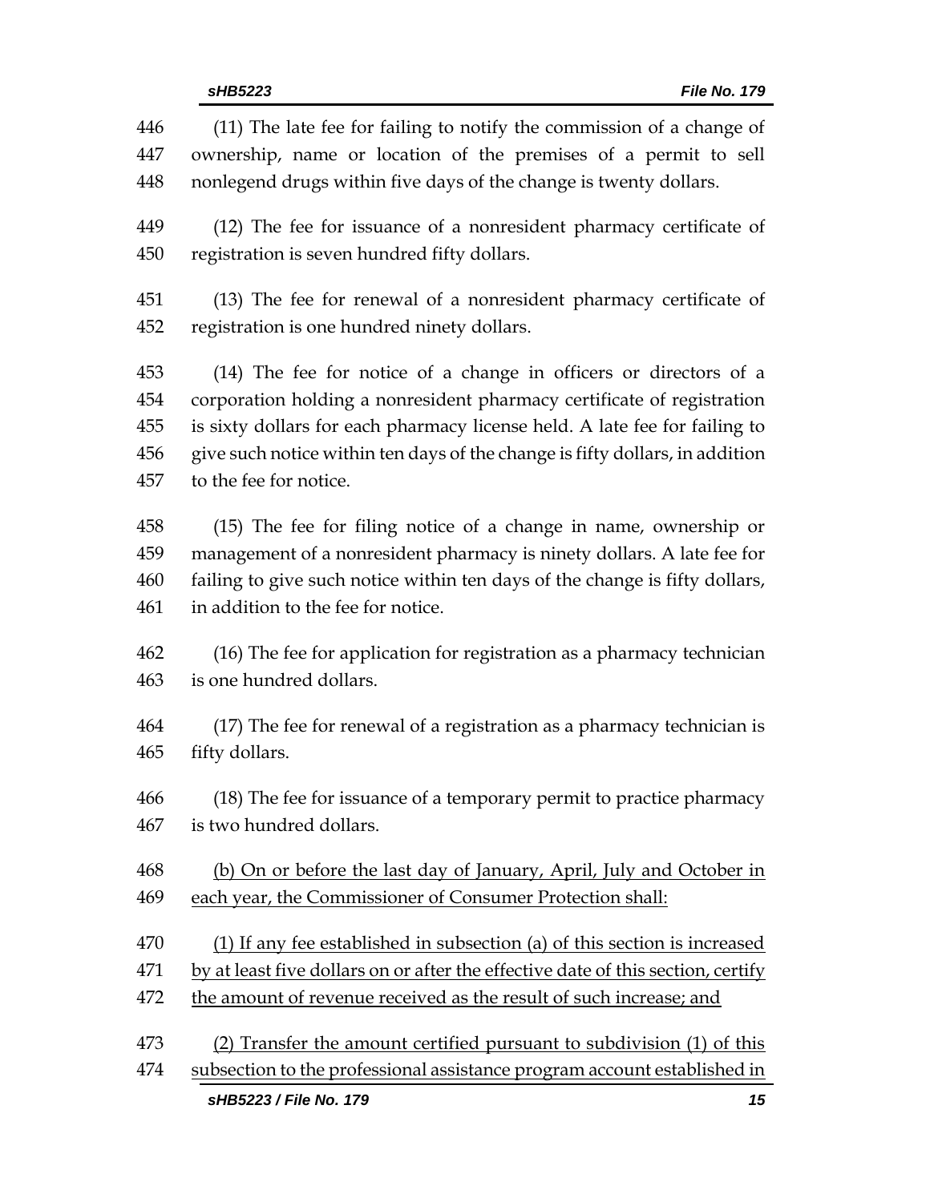(11) The late fee for failing to notify the commission of a change of ownership, name or location of the premises of a permit to sell nonlegend drugs within five days of the change is twenty dollars.

(12) The fee for issuance of a nonresident pharmacy certificate of registration is seven hundred fifty dollars.

(13) The fee for renewal of a nonresident pharmacy certificate of registration is one hundred ninety dollars.

(14) The fee for notice of a change in officers or directors of a corporation holding a nonresident pharmacy certificate of registration is sixty dollars for each pharmacy license held. A late fee for failing to give such notice within ten days of the change is fifty dollars, in addition to the fee for notice.

(15) The fee for filing notice of a change in name, ownership or management of a nonresident pharmacy is ninety dollars. A late fee for failing to give such notice within ten days of the change is fifty dollars, in addition to the fee for notice.

(16) The fee for application for registration as a pharmacy technician is one hundred dollars.

(17) The fee for renewal of a registration as a pharmacy technician is fifty dollars.

(18) The fee for issuance of a temporary permit to practice pharmacy is two hundred dollars.

<u>(b) On or before the last day of January, April, July and October in each year, the Commissioner of Consumer Protection shall:</u>

<u>(1) If any fee established in subsection (a) of this section is increased by at least five dollars on or after the effective date of this section, certify the amount of revenue received as the result of such increase; and</u>

<u>(2) Transfer the amount certified pursuant to subdivision (1) of this subsection to the professional assistance program account established in</u>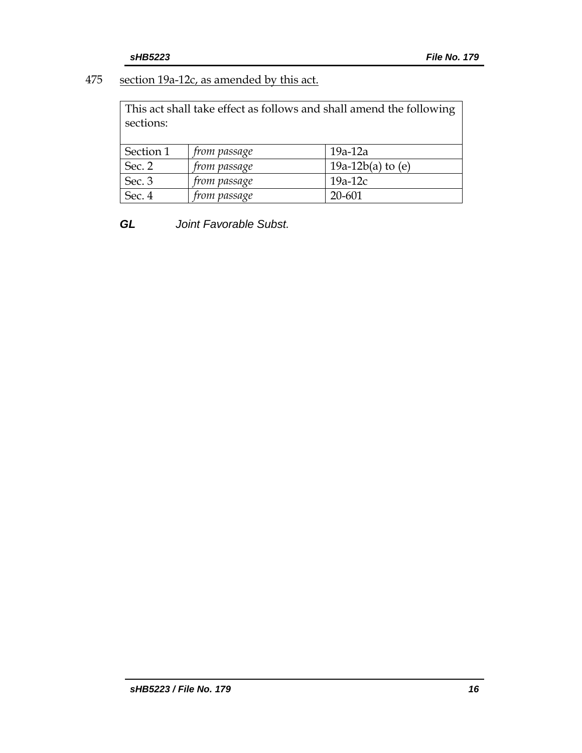475 <u>section 19a-12c, as amended by this act.</u>

| This act shall take effect as follows and shall amend the following sections: | | |
|---|---|---|
| Section 1 | *from passage* | 19a-12a |
| Sec. 2 | *from passage* | 19a-12b(a) to (e) |
| Sec. 3 | *from passage* | 19a-12c |
| Sec. 4 | *from passage* | 20-601 |

***GL*** *Joint Favorable Subst.*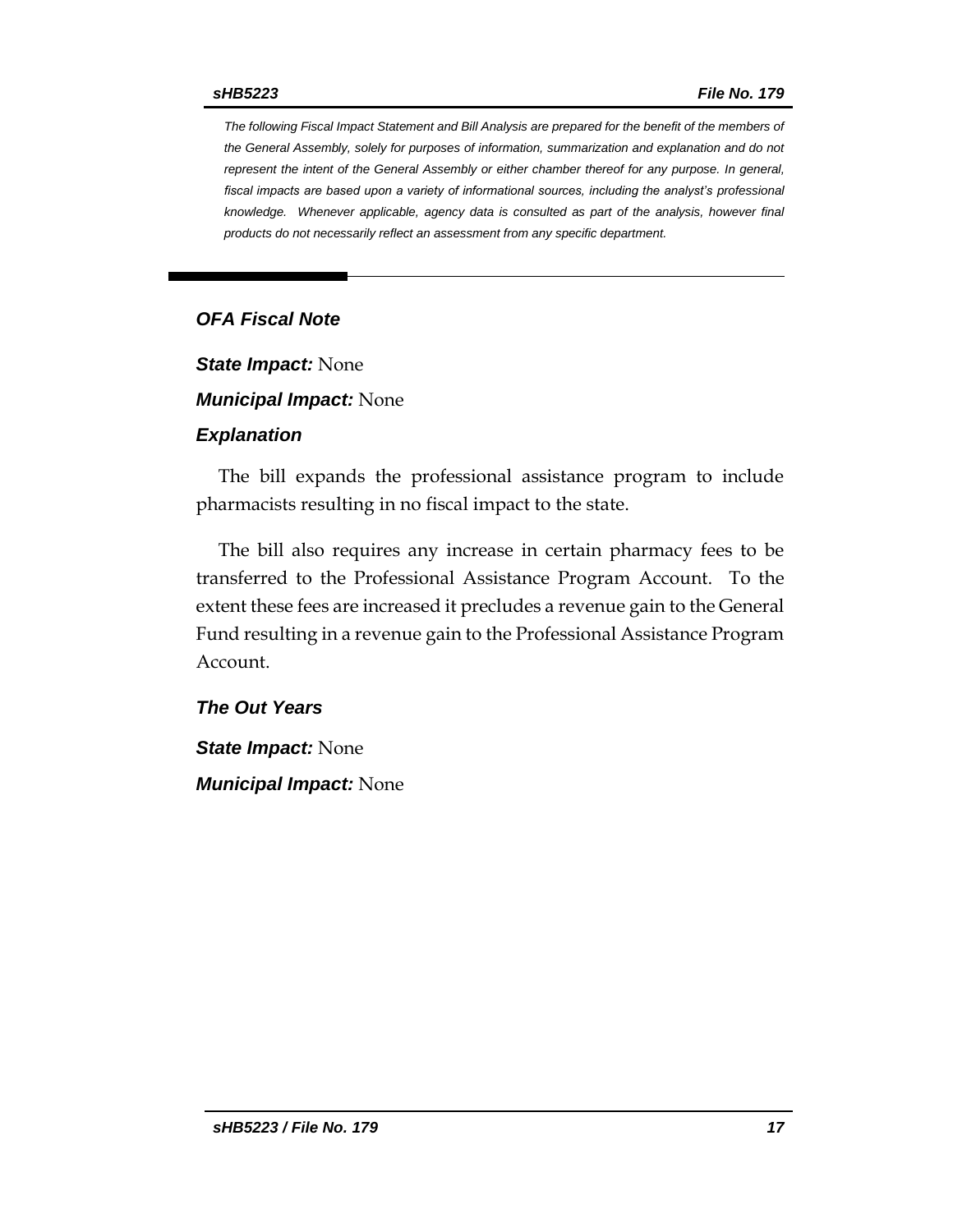*The following Fiscal Impact Statement and Bill Analysis are prepared for the benefit of the members of the General Assembly, solely for purposes of information, summarization and explanation and do not represent the intent of the General Assembly or either chamber thereof for any purpose. In general, fiscal impacts are based upon a variety of informational sources, including the analyst's professional knowledge. Whenever applicable, agency data is consulted as part of the analysis, however final products do not necessarily reflect an assessment from any specific department.*

## OFA Fiscal Note

***State Impact:*** None

***Municipal Impact:*** None

### Explanation

The bill expands the professional assistance program to include pharmacists resulting in no fiscal impact to the state.

The bill also requires any increase in certain pharmacy fees to be transferred to the Professional Assistance Program Account. To the extent these fees are increased it precludes a revenue gain to the General Fund resulting in a revenue gain to the Professional Assistance Program Account.

### The Out Years

***State Impact:*** None

***Municipal Impact:*** None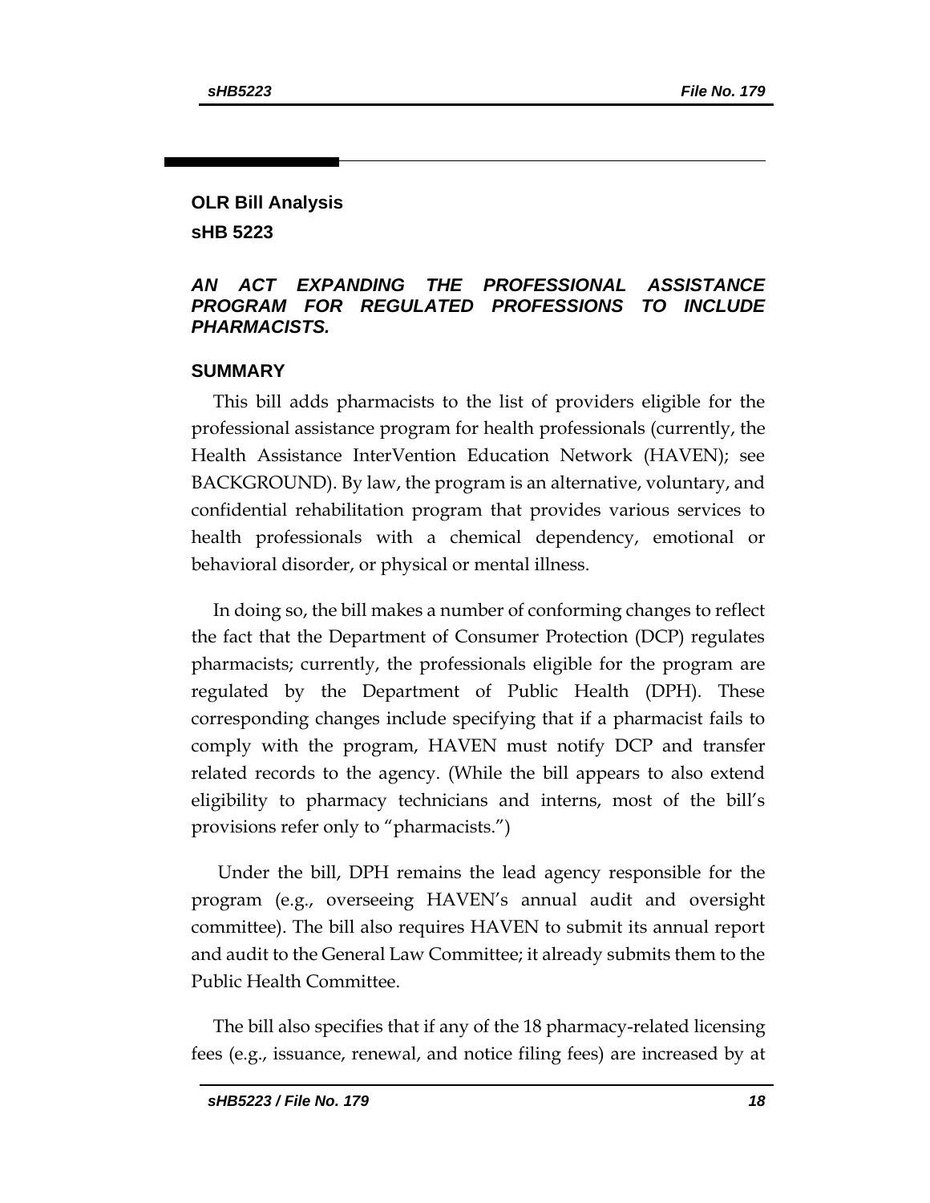## OLR Bill Analysis

## sHB 5223

### *AN ACT EXPANDING THE PROFESSIONAL ASSISTANCE PROGRAM FOR REGULATED PROFESSIONS TO INCLUDE PHARMACISTS.*

### SUMMARY

This bill adds pharmacists to the list of providers eligible for the professional assistance program for health professionals (currently, the Health Assistance InterVention Education Network (HAVEN); see BACKGROUND). By law, the program is an alternative, voluntary, and confidential rehabilitation program that provides various services to health professionals with a chemical dependency, emotional or behavioral disorder, or physical or mental illness.

In doing so, the bill makes a number of conforming changes to reflect the fact that the Department of Consumer Protection (DCP) regulates pharmacists; currently, the professionals eligible for the program are regulated by the Department of Public Health (DPH). These corresponding changes include specifying that if a pharmacist fails to comply with the program, HAVEN must notify DCP and transfer related records to the agency. (While the bill appears to also extend eligibility to pharmacy technicians and interns, most of the bill's provisions refer only to "pharmacists.")

Under the bill, DPH remains the lead agency responsible for the program (e.g., overseeing HAVEN's annual audit and oversight committee). The bill also requires HAVEN to submit its annual report and audit to the General Law Committee; it already submits them to the Public Health Committee.

The bill also specifies that if any of the 18 pharmacy-related licensing fees (e.g., issuance, renewal, and notice filing fees) are increased by at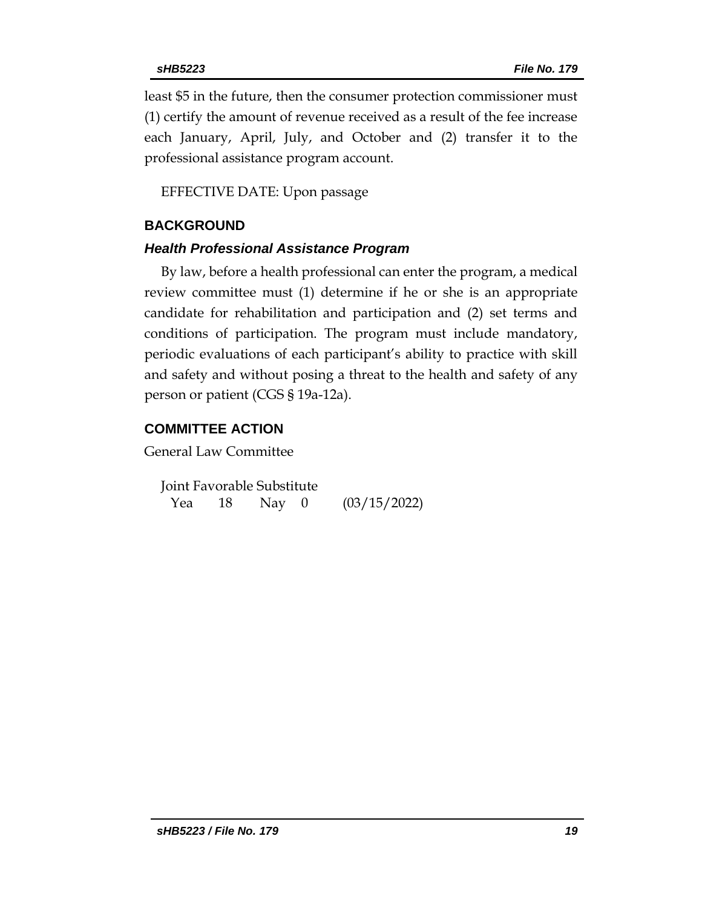least $5 in the future, then the consumer protection commissioner must (1) certify the amount of revenue received as a result of the fee increase each January, April, July, and October and (2) transfer it to the professional assistance program account.

EFFECTIVE DATE: Upon passage

## BACKGROUND

### *Health Professional Assistance Program*

By law, before a health professional can enter the program, a medical review committee must (1) determine if he or she is an appropriate candidate for rehabilitation and participation and (2) set terms and conditions of participation. The program must include mandatory, periodic evaluations of each participant's ability to practice with skill and safety and without posing a threat to the health and safety of any person or patient (CGS § 19a-12a).

## COMMITTEE ACTION

General Law Committee

Joint Favorable Substitute
Yea 18 Nay 0 (03/15/2022)